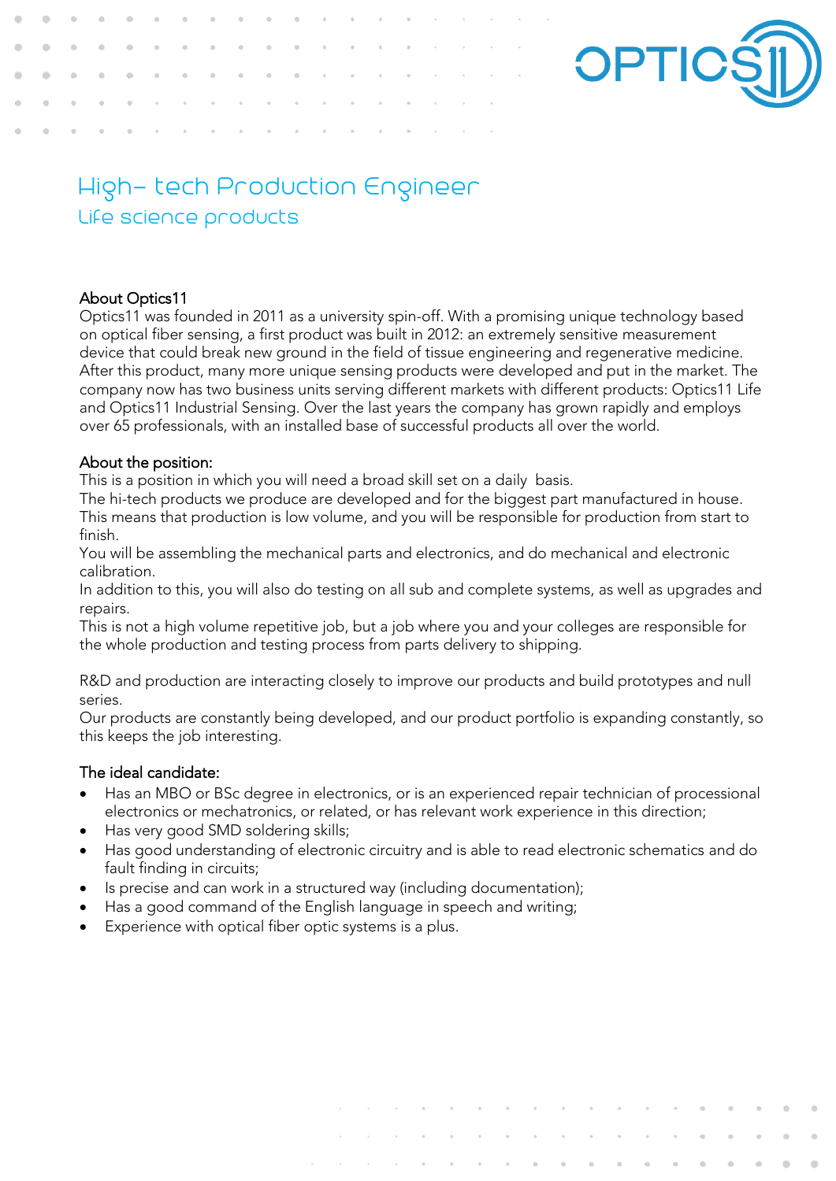# High- tech Production Engineer

## Life science products

**About Optics11**

Optics11 was founded in 2011 as a university spin-off. With a promising unique technology based on optical fiber sensing, a first product was built in 2012: an extremely sensitive measurement device that could break new ground in the field of tissue engineering and regenerative medicine. After this product, many more unique sensing products were developed and put in the market. The company now has two business units serving different markets with different products: Optics11 Life and Optics11 Industrial Sensing. Over the last years the company has grown rapidly and employs over 65 professionals, with an installed base of successful products all over the world.

**About the position:**

This is a position in which you will need a broad skill set on a daily basis.
The hi-tech products we produce are developed and for the biggest part manufactured in house. This means that production is low volume, and you will be responsible for production from start to finish.
You will be assembling the mechanical parts and electronics, and do mechanical and electronic calibration.
In addition to this, you will also do testing on all sub and complete systems, as well as upgrades and repairs.
This is not a high volume repetitive job, but a job where you and your colleges are responsible for the whole production and testing process from parts delivery to shipping.

R&D and production are interacting closely to improve our products and build prototypes and null series.
Our products are constantly being developed, and our product portfolio is expanding constantly, so this keeps the job interesting.

**The ideal candidate:**

- Has an MBO or BSc degree in electronics, or is an experienced repair technician of processional electronics or mechatronics, or related, or has relevant work experience in this direction;
- Has very good SMD soldering skills;
- Has good understanding of electronic circuitry and is able to read electronic schematics and do fault finding in circuits;
- Is precise and can work in a structured way (including documentation);
- Has a good command of the English language in speech and writing;
- Experience with optical fiber optic systems is a plus.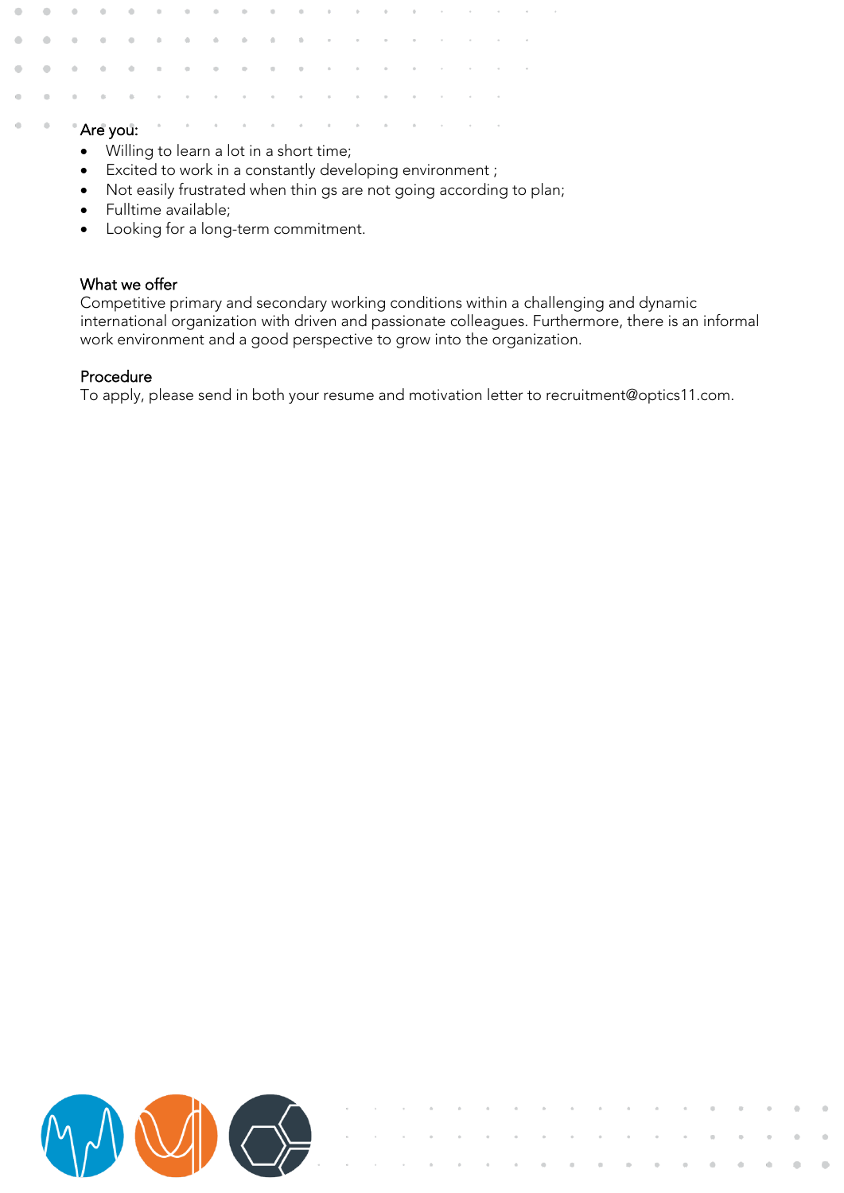Are you:

- Willing to learn a lot in a short time;
- Excited to work in a constantly developing environment ;
- Not easily frustrated when thin gs are not going according to plan;
- Fulltime available;
- Looking for a long-term commitment.

What we offer

Competitive primary and secondary working conditions within a challenging and dynamic international organization with driven and passionate colleagues. Furthermore, there is an informal work environment and a good perspective to grow into the organization.

Procedure

To apply, please send in both your resume and motivation letter to recruitment@optics11.com.